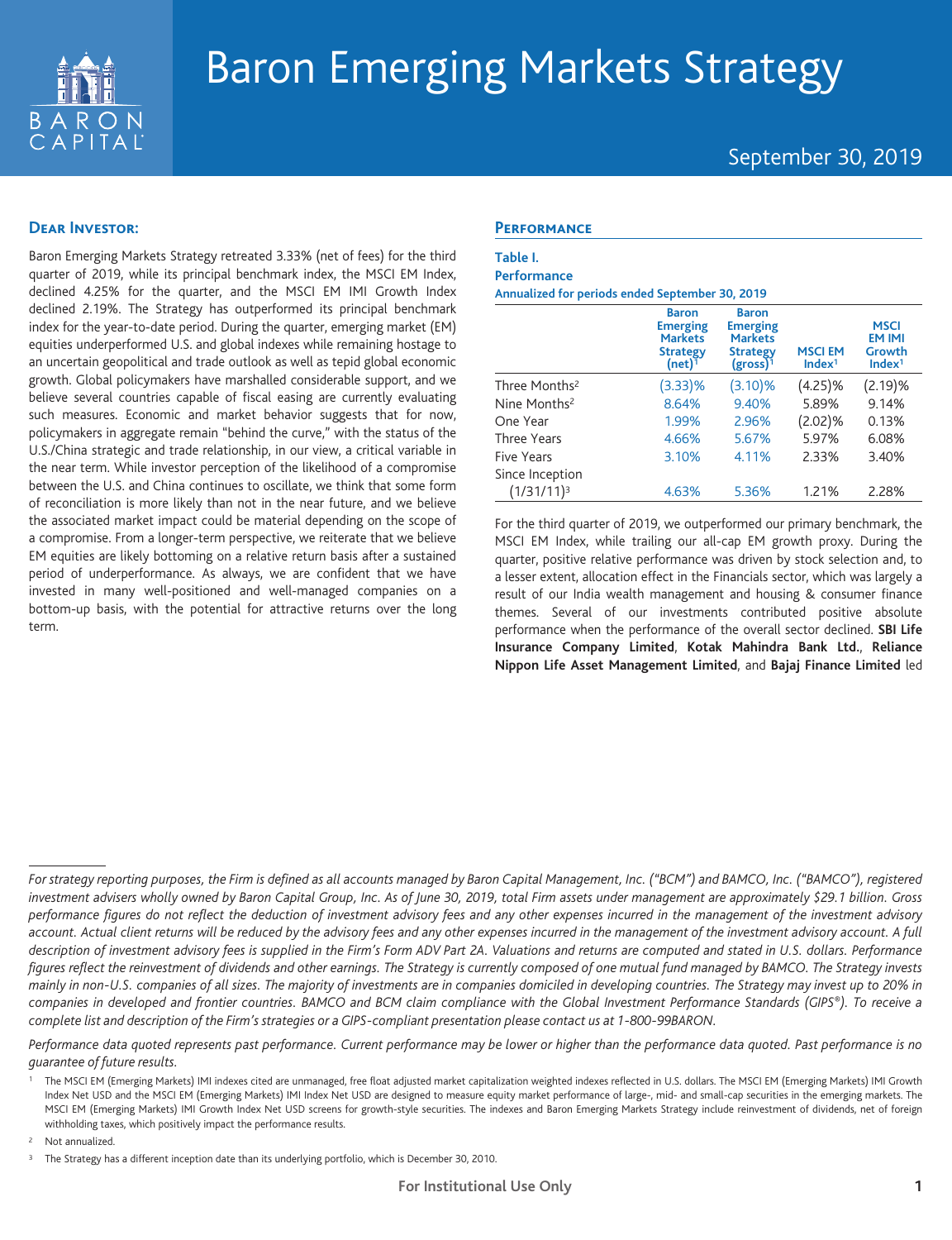# Baron Emerging Markets Strategy

September 30, 2019

## Dear Investor:

Baron Emerging Markets Strategy retreated 3.33% (net of fees) for the third quarter of 2019, while its principal benchmark index, the MSCI EM Index, declined 4.25% for the quarter, and the MSCI EM IMI Growth Index declined 2.19%. The Strategy has outperformed its principal benchmark index for the year-to-date period. During the quarter, emerging market (EM) equities underperformed U.S. and global indexes while remaining hostage to an uncertain geopolitical and trade outlook as well as tepid global economic growth. Global policymakers have marshalled considerable support, and we believe several countries capable of fiscal easing are currently evaluating such measures. Economic and market behavior suggests that for now, policymakers in aggregate remain "behind the curve," with the status of the U.S./China strategic and trade relationship, in our view, a critical variable in the near term. While investor perception of the likelihood of a compromise between the U.S. and China continues to oscillate, we think that some form of reconciliation is more likely than not in the near future, and we believe the associated market impact could be material depending on the scope of a compromise. From a longer-term perspective, we reiterate that we believe EM equities are likely bottoming on a relative return basis after a sustained period of underperformance. As always, we are confident that we have invested in many well-positioned and well-managed companies on a bottom-up basis, with the potential for attractive returns over the long term.

## Performance

**Table I.**
**Performance**
**Annualized for periods ended September 30, 2019**

| | Baron Emerging Markets Strategy (net)[1] | Baron Emerging Markets Strategy (gross)[1] | MSCI EM Index[1] | MSCI EM IMI Growth Index[1] |
|---|---|---|---|---|
| Three Months[2] | (3.33)% | (3.10)% | (4.25)% | (2.19)% |
| Nine Months[2] | 8.64% | 9.40% | 5.89% | 9.14% |
| One Year | 1.99% | 2.96% | (2.02)% | 0.13% |
| Three Years | 4.66% | 5.67% | 5.97% | 6.08% |
| Five Years | 3.10% | 4.11% | 2.33% | 3.40% |
| Since Inception (1/31/11)[3] | 4.63% | 5.36% | 1.21% | 2.28% |

For the third quarter of 2019, we outperformed our primary benchmark, the MSCI EM Index, while trailing our all-cap EM growth proxy. During the quarter, positive relative performance was driven by stock selection and, to a lesser extent, allocation effect in the Financials sector, which was largely a result of our India wealth management and housing & consumer finance themes. Several of our investments contributed positive absolute performance when the performance of the overall sector declined. **SBI Life Insurance Company Limited**, **Kotak Mahindra Bank Ltd.**, **Reliance Nippon Life Asset Management Limited**, and **Bajaj Finance Limited** led

---

*For strategy reporting purposes, the Firm is defined as all accounts managed by Baron Capital Management, Inc. ("BCM") and BAMCO, Inc. ("BAMCO"), registered investment advisers wholly owned by Baron Capital Group, Inc. As of June 30, 2019, total Firm assets under management are approximately $29.1 billion. Gross performance figures do not reflect the deduction of investment advisory fees and any other expenses incurred in the management of the investment advisory account. Actual client returns will be reduced by the advisory fees and any other expenses incurred in the management of the investment advisory account. A full description of investment advisory fees is supplied in the Firm's Form ADV Part 2A. Valuations and returns are computed and stated in U.S. dollars. Performance figures reflect the reinvestment of dividends and other earnings. The Strategy is currently composed of one mutual fund managed by BAMCO. The Strategy invests mainly in non-U.S. companies of all sizes. The majority of investments are in companies domiciled in developing countries. The Strategy may invest up to 20% in companies in developed and frontier countries. BAMCO and BCM claim compliance with the Global Investment Performance Standards (GIPS®). To receive a complete list and description of the Firm's strategies or a GIPS-compliant presentation please contact us at 1-800-99BARON.*

*Performance data quoted represents past performance. Current performance may be lower or higher than the performance data quoted. Past performance is no guarantee of future results.*

[1] The MSCI EM (Emerging Markets) IMI indexes cited are unmanaged, free float adjusted market capitalization weighted indexes reflected in U.S. dollars. The MSCI EM (Emerging Markets) IMI Growth Index Net USD and the MSCI EM (Emerging Markets) IMI Index Net USD are designed to measure equity market performance of large-, mid- and small-cap securities in the emerging markets. The MSCI EM (Emerging Markets) IMI Growth Index Net USD screens for growth-style securities. The indexes and Baron Emerging Markets Strategy include reinvestment of dividends, net of foreign withholding taxes, which positively impact the performance results.

[2] Not annualized.

[3] The Strategy has a different inception date than its underlying portfolio, which is December 30, 2010.

For Institutional Use Only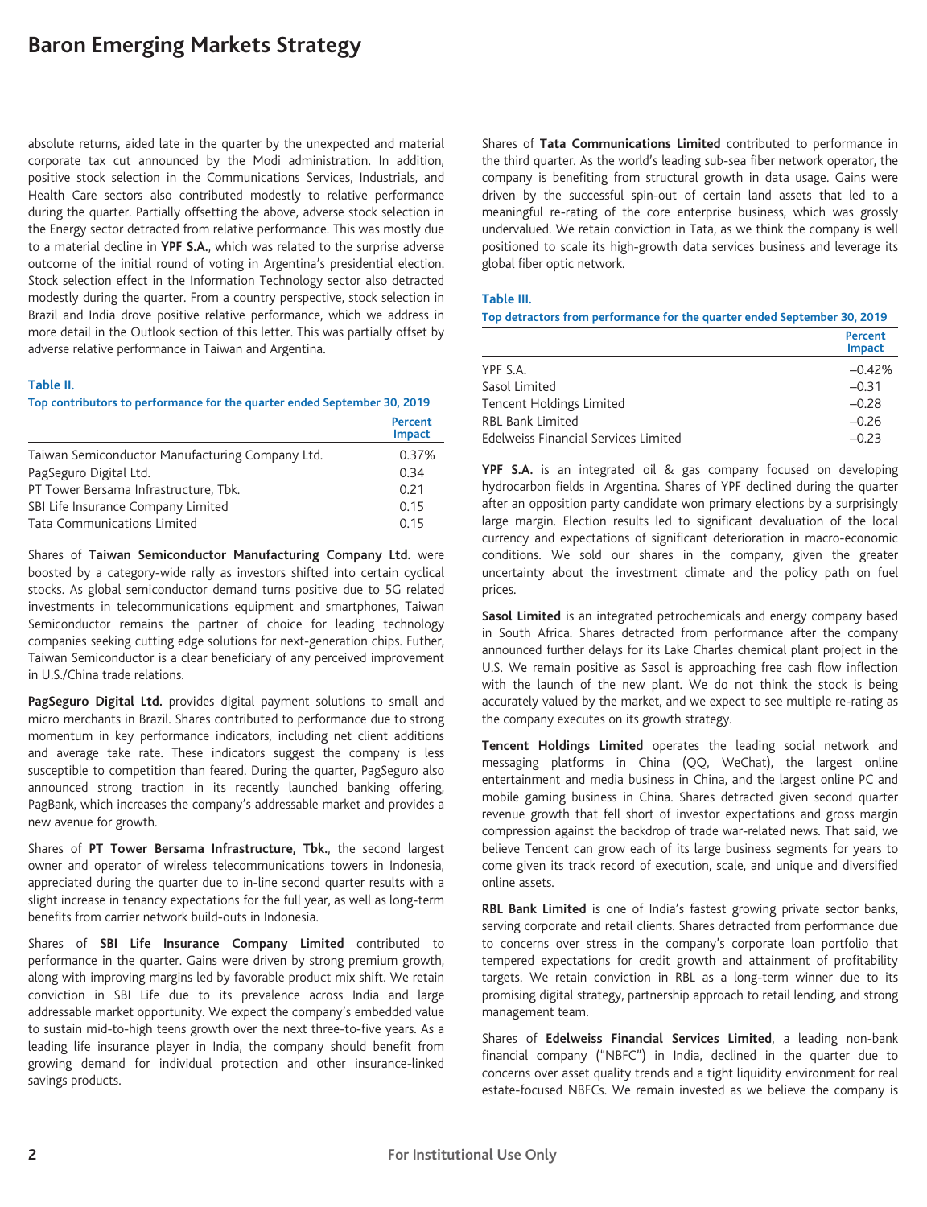absolute returns, aided late in the quarter by the unexpected and material corporate tax cut announced by the Modi administration. In addition, positive stock selection in the Communications Services, Industrials, and Health Care sectors also contributed modestly to relative performance during the quarter. Partially offsetting the above, adverse stock selection in the Energy sector detracted from relative performance. This was mostly due to a material decline in **YPF S.A.**, which was related to the surprise adverse outcome of the initial round of voting in Argentina's presidential election. Stock selection effect in the Information Technology sector also detracted modestly during the quarter. From a country perspective, stock selection in Brazil and India drove positive relative performance, which we address in more detail in the Outlook section of this letter. This was partially offset by adverse relative performance in Taiwan and Argentina.

**Table II.**

**Top contributors to performance for the quarter ended September 30, 2019**

| | Percent Impact |
|---|---|
| Taiwan Semiconductor Manufacturing Company Ltd. | 0.37% |
| PagSeguro Digital Ltd. | 0.34 |
| PT Tower Bersama Infrastructure, Tbk. | 0.21 |
| SBI Life Insurance Company Limited | 0.15 |
| Tata Communications Limited | 0.15 |

Shares of **Taiwan Semiconductor Manufacturing Company Ltd.** were boosted by a category-wide rally as investors shifted into certain cyclical stocks. As global semiconductor demand turns positive due to 5G related investments in telecommunications equipment and smartphones, Taiwan Semiconductor remains the partner of choice for leading technology companies seeking cutting edge solutions for next-generation chips. Futher, Taiwan Semiconductor is a clear beneficiary of any perceived improvement in U.S./China trade relations.

**PagSeguro Digital Ltd.** provides digital payment solutions to small and micro merchants in Brazil. Shares contributed to performance due to strong momentum in key performance indicators, including net client additions and average take rate. These indicators suggest the company is less susceptible to competition than feared. During the quarter, PagSeguro also announced strong traction in its recently launched banking offering, PagBank, which increases the company's addressable market and provides a new avenue for growth.

Shares of **PT Tower Bersama Infrastructure, Tbk.**, the second largest owner and operator of wireless telecommunications towers in Indonesia, appreciated during the quarter due to in-line second quarter results with a slight increase in tenancy expectations for the full year, as well as long-term benefits from carrier network build-outs in Indonesia.

Shares of **SBI Life Insurance Company Limited** contributed to performance in the quarter. Gains were driven by strong premium growth, along with improving margins led by favorable product mix shift. We retain conviction in SBI Life due to its prevalence across India and large addressable market opportunity. We expect the company's embedded value to sustain mid-to-high teens growth over the next three-to-five years. As a leading life insurance player in India, the company should benefit from growing demand for individual protection and other insurance-linked savings products.

Shares of **Tata Communications Limited** contributed to performance in the third quarter. As the world's leading sub-sea fiber network operator, the company is benefiting from structural growth in data usage. Gains were driven by the successful spin-out of certain land assets that led to a meaningful re-rating of the core enterprise business, which was grossly undervalued. We retain conviction in Tata, as we think the company is well positioned to scale its high-growth data services business and leverage its global fiber optic network.

**Table III.**

**Top detractors from performance for the quarter ended September 30, 2019**

| | Percent Impact |
|---|---|
| YPF S.A. | –0.42% |
| Sasol Limited | –0.31 |
| Tencent Holdings Limited | –0.28 |
| RBL Bank Limited | –0.26 |
| Edelweiss Financial Services Limited | –0.23 |

**YPF S.A.** is an integrated oil & gas company focused on developing hydrocarbon fields in Argentina. Shares of YPF declined during the quarter after an opposition party candidate won primary elections by a surprisingly large margin. Election results led to significant devaluation of the local currency and expectations of significant deterioration in macro-economic conditions. We sold our shares in the company, given the greater uncertainty about the investment climate and the policy path on fuel prices.

**Sasol Limited** is an integrated petrochemicals and energy company based in South Africa. Shares detracted from performance after the company announced further delays for its Lake Charles chemical plant project in the U.S. We remain positive as Sasol is approaching free cash flow inflection with the launch of the new plant. We do not think the stock is being accurately valued by the market, and we expect to see multiple re-rating as the company executes on its growth strategy.

**Tencent Holdings Limited** operates the leading social network and messaging platforms in China (QQ, WeChat), the largest online entertainment and media business in China, and the largest online PC and mobile gaming business in China. Shares detracted given second quarter revenue growth that fell short of investor expectations and gross margin compression against the backdrop of trade war-related news. That said, we believe Tencent can grow each of its large business segments for years to come given its track record of execution, scale, and unique and diversified online assets.

**RBL Bank Limited** is one of India's fastest growing private sector banks, serving corporate and retail clients. Shares detracted from performance due to concerns over stress in the company's corporate loan portfolio that tempered expectations for credit growth and attainment of profitability targets. We retain conviction in RBL as a long-term winner due to its promising digital strategy, partnership approach to retail lending, and strong management team.

Shares of **Edelweiss Financial Services Limited**, a leading non-bank financial company ("NBFC") in India, declined in the quarter due to concerns over asset quality trends and a tight liquidity environment for real estate-focused NBFCs. We remain invested as we believe the company is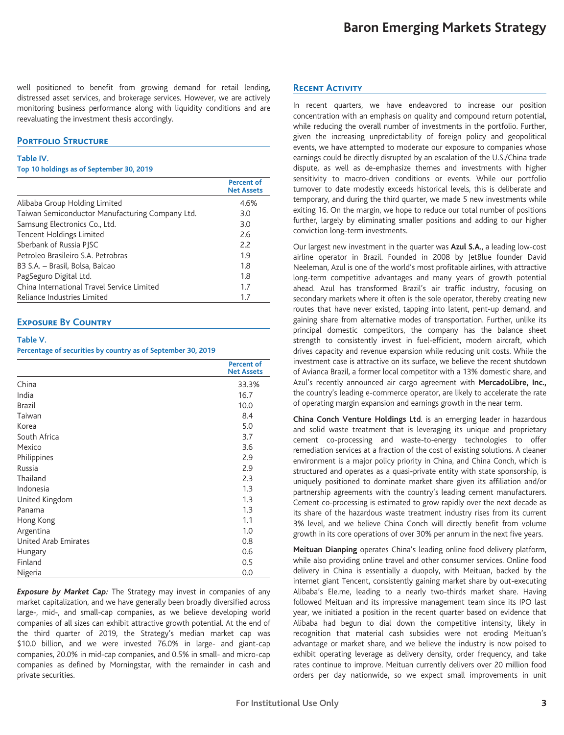well positioned to benefit from growing demand for retail lending, distressed asset services, and brokerage services. However, we are actively monitoring business performance along with liquidity conditions and are reevaluating the investment thesis accordingly.

## Portfolio Structure

**Table IV.**
**Top 10 holdings as of September 30, 2019**

| | Percent of Net Assets |
|---|---|
| Alibaba Group Holding Limited | 4.6% |
| Taiwan Semiconductor Manufacturing Company Ltd. | 3.0 |
| Samsung Electronics Co., Ltd. | 3.0 |
| Tencent Holdings Limited | 2.6 |
| Sberbank of Russia PJSC | 2.2 |
| Petroleo Brasileiro S.A. Petrobras | 1.9 |
| B3 S.A. – Brasil, Bolsa, Balcao | 1.8 |
| PagSeguro Digital Ltd. | 1.8 |
| China International Travel Service Limited | 1.7 |
| Reliance Industries Limited | 1.7 |

## Exposure By Country

**Table V.**
**Percentage of securities by country as of September 30, 2019**

| | Percent of Net Assets |
|---|---|
| China | 33.3% |
| India | 16.7 |
| Brazil | 10.0 |
| Taiwan | 8.4 |
| Korea | 5.0 |
| South Africa | 3.7 |
| Mexico | 3.6 |
| Philippines | 2.9 |
| Russia | 2.9 |
| Thailand | 2.3 |
| Indonesia | 1.3 |
| United Kingdom | 1.3 |
| Panama | 1.3 |
| Hong Kong | 1.1 |
| Argentina | 1.0 |
| United Arab Emirates | 0.8 |
| Hungary | 0.6 |
| Finland | 0.5 |
| Nigeria | 0.0 |

***Exposure by Market Cap:*** The Strategy may invest in companies of any market capitalization, and we have generally been broadly diversified across large-, mid-, and small-cap companies, as we believe developing world companies of all sizes can exhibit attractive growth potential. At the end of the third quarter of 2019, the Strategy's median market cap was $10.0 billion, and we were invested 76.0% in large- and giant-cap companies, 20.0% in mid-cap companies, and 0.5% in small- and micro-cap companies as defined by Morningstar, with the remainder in cash and private securities.

## Recent Activity

In recent quarters, we have endeavored to increase our position concentration with an emphasis on quality and compound return potential, while reducing the overall number of investments in the portfolio. Further, given the increasing unpredictability of foreign policy and geopolitical events, we have attempted to moderate our exposure to companies whose earnings could be directly disrupted by an escalation of the U.S./China trade dispute, as well as de-emphasize themes and investments with higher sensitivity to macro-driven conditions or events. While our portfolio turnover to date modestly exceeds historical levels, this is deliberate and temporary, and during the third quarter, we made 5 new investments while exiting 16. On the margin, we hope to reduce our total number of positions further, largely by eliminating smaller positions and adding to our higher conviction long-term investments.

Our largest new investment in the quarter was **Azul S.A.**, a leading low-cost airline operator in Brazil. Founded in 2008 by JetBlue founder David Neeleman, Azul is one of the world's most profitable airlines, with attractive long-term competitive advantages and many years of growth potential ahead. Azul has transformed Brazil's air traffic industry, focusing on secondary markets where it often is the sole operator, thereby creating new routes that have never existed, tapping into latent, pent-up demand, and gaining share from alternative modes of transportation. Further, unlike its principal domestic competitors, the company has the balance sheet strength to consistently invest in fuel-efficient, modern aircraft, which drives capacity and revenue expansion while reducing unit costs. While the investment case is attractive on its surface, we believe the recent shutdown of Avianca Brazil, a former local competitor with a 13% domestic share, and Azul's recently announced air cargo agreement with **MercadoLibre, Inc.,** the country's leading e-commerce operator, are likely to accelerate the rate of operating margin expansion and earnings growth in the near term.

**China Conch Venture Holdings Ltd**. is an emerging leader in hazardous and solid waste treatment that is leveraging its unique and proprietary cement co-processing and waste-to-energy technologies to offer remediation services at a fraction of the cost of existing solutions. A cleaner environment is a major policy priority in China, and China Conch, which is structured and operates as a quasi-private entity with state sponsorship, is uniquely positioned to dominate market share given its affiliation and/or partnership agreements with the country's leading cement manufacturers. Cement co-processing is estimated to grow rapidly over the next decade as its share of the hazardous waste treatment industry rises from its current 3% level, and we believe China Conch will directly benefit from volume growth in its core operations of over 30% per annum in the next five years.

**Meituan Dianping** operates China's leading online food delivery platform, while also providing online travel and other consumer services. Online food delivery in China is essentially a duopoly, with Meituan, backed by the internet giant Tencent, consistently gaining market share by out-executing Alibaba's Ele.me, leading to a nearly two-thirds market share. Having followed Meituan and its impressive management team since its IPO last year, we initiated a position in the recent quarter based on evidence that Alibaba had begun to dial down the competitive intensity, likely in recognition that material cash subsidies were not eroding Meituan's advantage or market share, and we believe the industry is now poised to exhibit operating leverage as delivery density, order frequency, and take rates continue to improve. Meituan currently delivers over 20 million food orders per day nationwide, so we expect small improvements in unit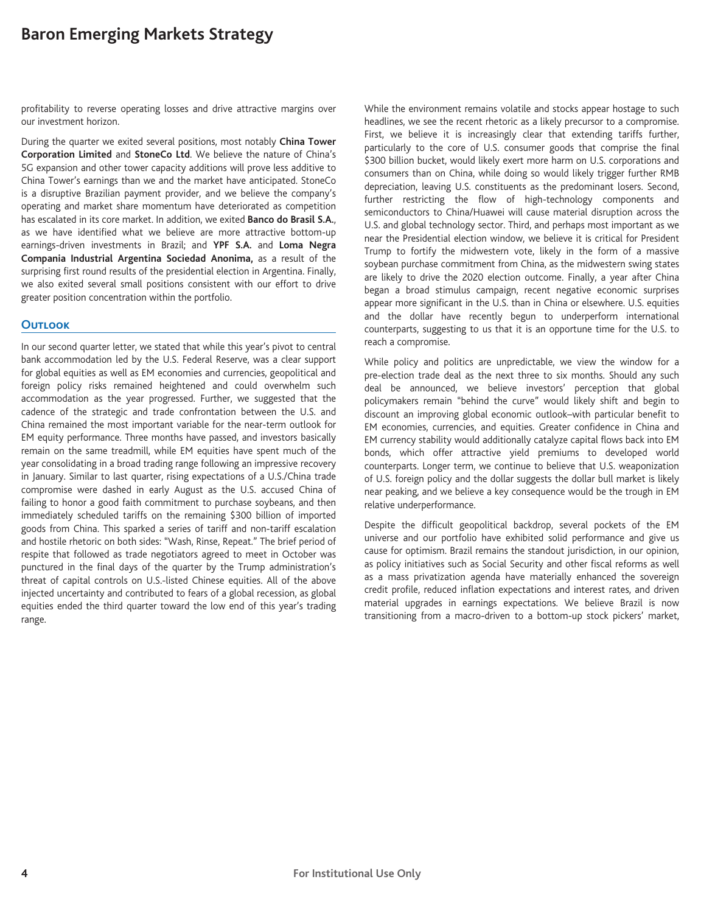profitability to reverse operating losses and drive attractive margins over our investment horizon.

During the quarter we exited several positions, most notably **China Tower Corporation Limited** and **StoneCo Ltd**. We believe the nature of China's 5G expansion and other tower capacity additions will prove less additive to China Tower's earnings than we and the market have anticipated. StoneCo is a disruptive Brazilian payment provider, and we believe the company's operating and market share momentum have deteriorated as competition has escalated in its core market. In addition, we exited **Banco do Brasil S.A.**, as we have identified what we believe are more attractive bottom-up earnings-driven investments in Brazil; and **YPF S.A.** and **Loma Negra Compania Industrial Argentina Sociedad Anonima,** as a result of the surprising first round results of the presidential election in Argentina. Finally, we also exited several small positions consistent with our effort to drive greater position concentration within the portfolio.

## Outlook

In our second quarter letter, we stated that while this year's pivot to central bank accommodation led by the U.S. Federal Reserve, was a clear support for global equities as well as EM economies and currencies, geopolitical and foreign policy risks remained heightened and could overwhelm such accommodation as the year progressed. Further, we suggested that the cadence of the strategic and trade confrontation between the U.S. and China remained the most important variable for the near-term outlook for EM equity performance. Three months have passed, and investors basically remain on the same treadmill, while EM equities have spent much of the year consolidating in a broad trading range following an impressive recovery in January. Similar to last quarter, rising expectations of a U.S./China trade compromise were dashed in early August as the U.S. accused China of failing to honor a good faith commitment to purchase soybeans, and then immediately scheduled tariffs on the remaining $300 billion of imported goods from China. This sparked a series of tariff and non-tariff escalation and hostile rhetoric on both sides: "Wash, Rinse, Repeat." The brief period of respite that followed as trade negotiators agreed to meet in October was punctured in the final days of the quarter by the Trump administration's threat of capital controls on U.S.-listed Chinese equities. All of the above injected uncertainty and contributed to fears of a global recession, as global equities ended the third quarter toward the low end of this year's trading range.

While the environment remains volatile and stocks appear hostage to such headlines, we see the recent rhetoric as a likely precursor to a compromise. First, we believe it is increasingly clear that extending tariffs further, particularly to the core of U.S. consumer goods that comprise the final $300 billion bucket, would likely exert more harm on U.S. corporations and consumers than on China, while doing so would likely trigger further RMB depreciation, leaving U.S. constituents as the predominant losers. Second, further restricting the flow of high-technology components and semiconductors to China/Huawei will cause material disruption across the U.S. and global technology sector. Third, and perhaps most important as we near the Presidential election window, we believe it is critical for President Trump to fortify the midwestern vote, likely in the form of a massive soybean purchase commitment from China, as the midwestern swing states are likely to drive the 2020 election outcome. Finally, a year after China began a broad stimulus campaign, recent negative economic surprises appear more significant in the U.S. than in China or elsewhere. U.S. equities and the dollar have recently begun to underperform international counterparts, suggesting to us that it is an opportune time for the U.S. to reach a compromise.

While policy and politics are unpredictable, we view the window for a pre-election trade deal as the next three to six months. Should any such deal be announced, we believe investors' perception that global policymakers remain "behind the curve" would likely shift and begin to discount an improving global economic outlook–with particular benefit to EM economies, currencies, and equities. Greater confidence in China and EM currency stability would additionally catalyze capital flows back into EM bonds, which offer attractive yield premiums to developed world counterparts. Longer term, we continue to believe that U.S. weaponization of U.S. foreign policy and the dollar suggests the dollar bull market is likely near peaking, and we believe a key consequence would be the trough in EM relative underperformance.

Despite the difficult geopolitical backdrop, several pockets of the EM universe and our portfolio have exhibited solid performance and give us cause for optimism. Brazil remains the standout jurisdiction, in our opinion, as policy initiatives such as Social Security and other fiscal reforms as well as a mass privatization agenda have materially enhanced the sovereign credit profile, reduced inflation expectations and interest rates, and driven material upgrades in earnings expectations. We believe Brazil is now transitioning from a macro-driven to a bottom-up stock pickers' market,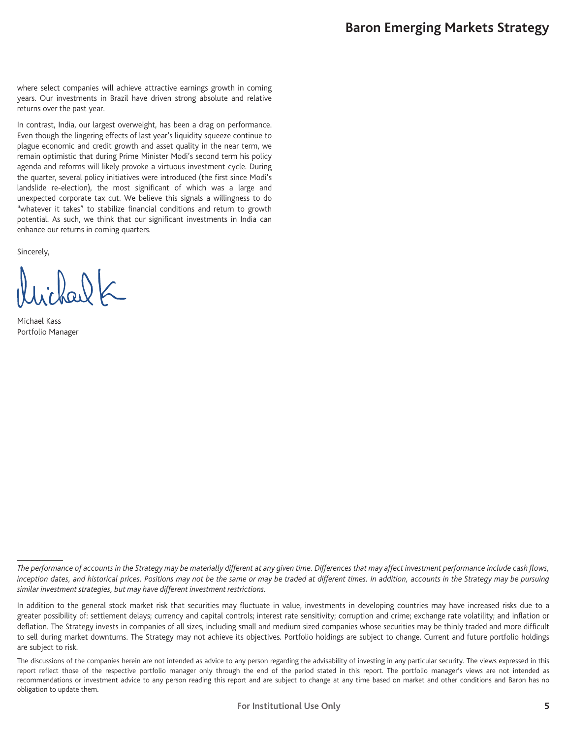where select companies will achieve attractive earnings growth in coming years. Our investments in Brazil have driven strong absolute and relative returns over the past year.

In contrast, India, our largest overweight, has been a drag on performance. Even though the lingering effects of last year's liquidity squeeze continue to plague economic and credit growth and asset quality in the near term, we remain optimistic that during Prime Minister Modi's second term his policy agenda and reforms will likely provoke a virtuous investment cycle. During the quarter, several policy initiatives were introduced (the first since Modi's landslide re-election), the most significant of which was a large and unexpected corporate tax cut. We believe this signals a willingness to do "whatever it takes" to stabilize financial conditions and return to growth potential. As such, we think that our significant investments in India can enhance our returns in coming quarters.

Sincerely,

Michael Kass
Portfolio Manager

---

*The performance of accounts in the Strategy may be materially different at any given time. Differences that may affect investment performance include cash flows, inception dates, and historical prices. Positions may not be the same or may be traded at different times. In addition, accounts in the Strategy may be pursuing similar investment strategies, but may have different investment restrictions.*

In addition to the general stock market risk that securities may fluctuate in value, investments in developing countries may have increased risks due to a greater possibility of: settlement delays; currency and capital controls; interest rate sensitivity; corruption and crime; exchange rate volatility; and inflation or deflation. The Strategy invests in companies of all sizes, including small and medium sized companies whose securities may be thinly traded and more difficult to sell during market downturns. The Strategy may not achieve its objectives. Portfolio holdings are subject to change. Current and future portfolio holdings are subject to risk.

The discussions of the companies herein are not intended as advice to any person regarding the advisability of investing in any particular security. The views expressed in this report reflect those of the respective portfolio manager only through the end of the period stated in this report. The portfolio manager's views are not intended as recommendations or investment advice to any person reading this report and are subject to change at any time based on market and other conditions and Baron has no obligation to update them.

**For Institutional Use Only**